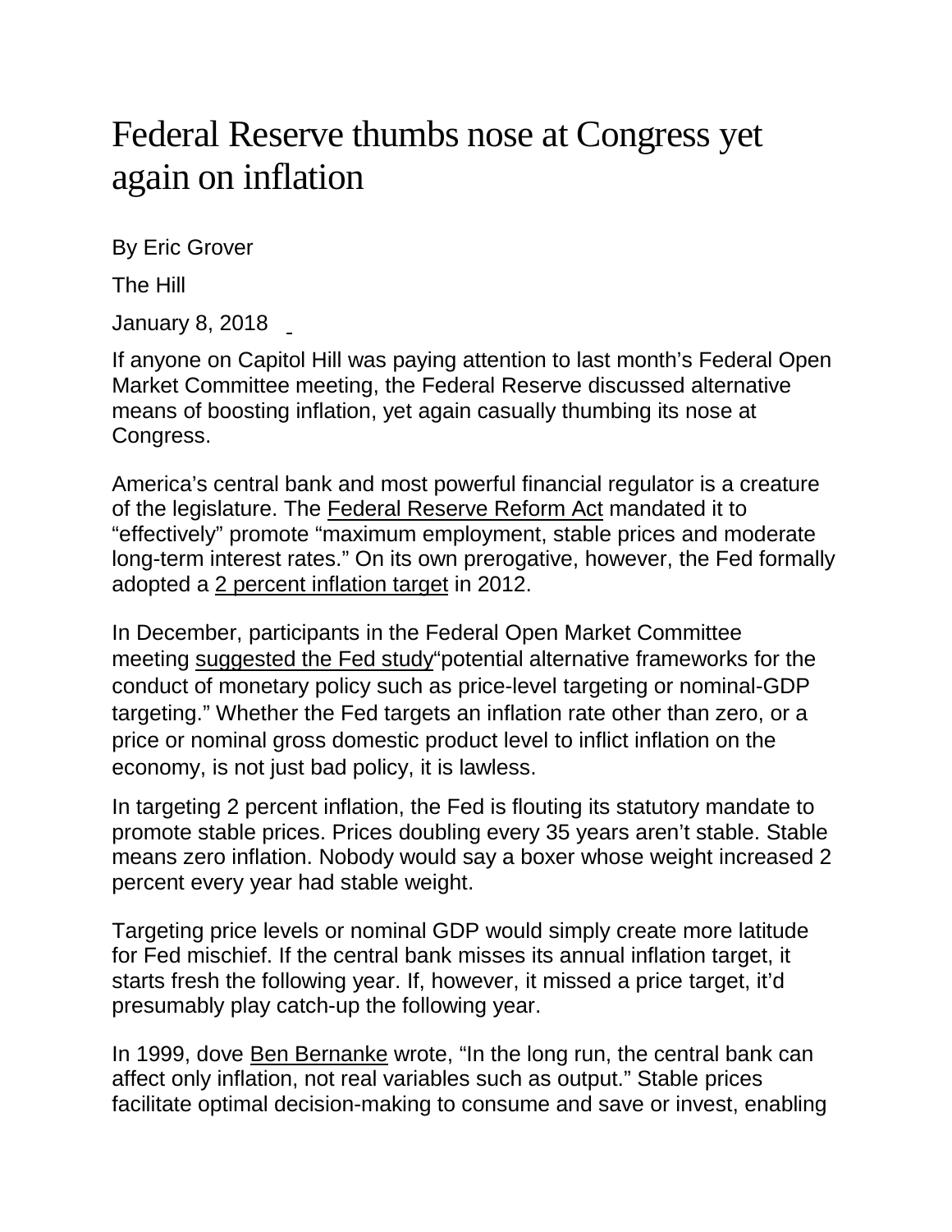# Federal Reserve thumbs nose at Congress yet again on inflation

By Eric Grover

The Hill

January 8, 2018

If anyone on Capitol Hill was paying attention to last month's Federal Open Market Committee meeting, the Federal Reserve discussed alternative means of boosting inflation, yet again casually thumbing its nose at Congress.

America's central bank and most powerful financial regulator is a creature of the legislature. The Federal Reserve Reform Act mandated it to "effectively" promote "maximum employment, stable prices and moderate long-term interest rates." On its own prerogative, however, the Fed formally adopted a 2 percent inflation target in 2012.

In December, participants in the Federal Open Market Committee meeting suggested the Fed study"potential alternative frameworks for the conduct of monetary policy such as price-level targeting or nominal-GDP targeting." Whether the Fed targets an inflation rate other than zero, or a price or nominal gross domestic product level to inflict inflation on the economy, is not just bad policy, it is lawless.

In targeting 2 percent inflation, the Fed is flouting its statutory mandate to promote stable prices. Prices doubling every 35 years aren't stable. Stable means zero inflation. Nobody would say a boxer whose weight increased 2 percent every year had stable weight.

Targeting price levels or nominal GDP would simply create more latitude for Fed mischief. If the central bank misses its annual inflation target, it starts fresh the following year. If, however, it missed a price target, it'd presumably play catch-up the following year.

In 1999, dove Ben Bernanke wrote, "In the long run, the central bank can affect only inflation, not real variables such as output." Stable prices facilitate optimal decision-making to consume and save or invest, enabling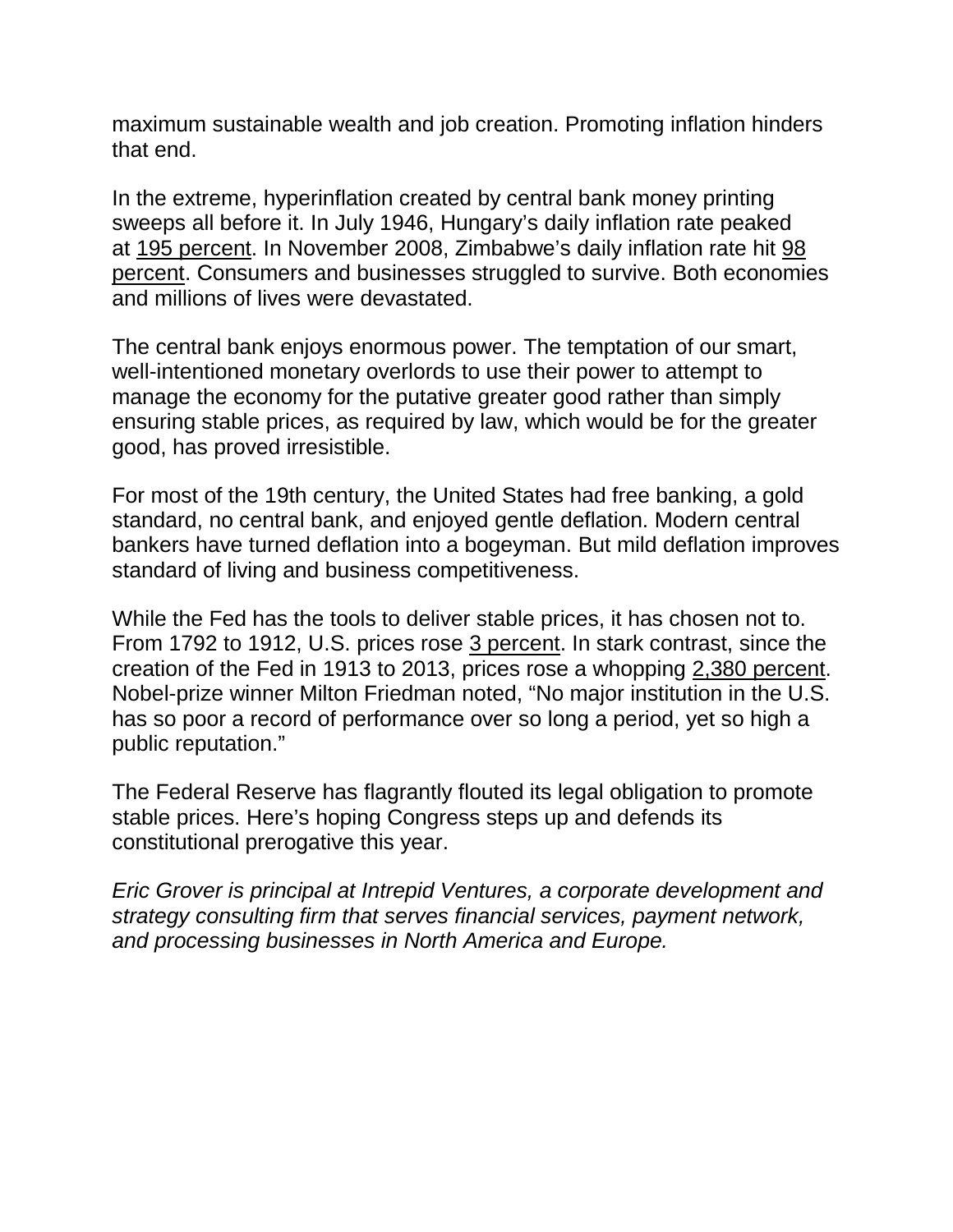maximum sustainable wealth and job creation. Promoting inflation hinders that end.

In the extreme, hyperinflation created by central bank money printing sweeps all before it. In July 1946, Hungary's daily inflation rate peaked at 195 percent. In November 2008, Zimbabwe's daily inflation rate hit 98 percent. Consumers and businesses struggled to survive. Both economies and millions of lives were devastated.

The central bank enjoys enormous power. The temptation of our smart, well-intentioned monetary overlords to use their power to attempt to manage the economy for the putative greater good rather than simply ensuring stable prices, as required by law, which would be for the greater good, has proved irresistible.

For most of the 19th century, the United States had free banking, a gold standard, no central bank, and enjoyed gentle deflation. Modern central bankers have turned deflation into a bogeyman. But mild deflation improves standard of living and business competitiveness.

While the Fed has the tools to deliver stable prices, it has chosen not to. From 1792 to 1912, U.S. prices rose 3 percent. In stark contrast, since the creation of the Fed in 1913 to 2013, prices rose a whopping 2,380 percent. Nobel-prize winner Milton Friedman noted, "No major institution in the U.S. has so poor a record of performance over so long a period, yet so high a public reputation."

The Federal Reserve has flagrantly flouted its legal obligation to promote stable prices. Here's hoping Congress steps up and defends its constitutional prerogative this year.

*Eric Grover is principal at Intrepid Ventures, a corporate development and strategy consulting firm that serves financial services, payment network, and processing businesses in North America and Europe.*